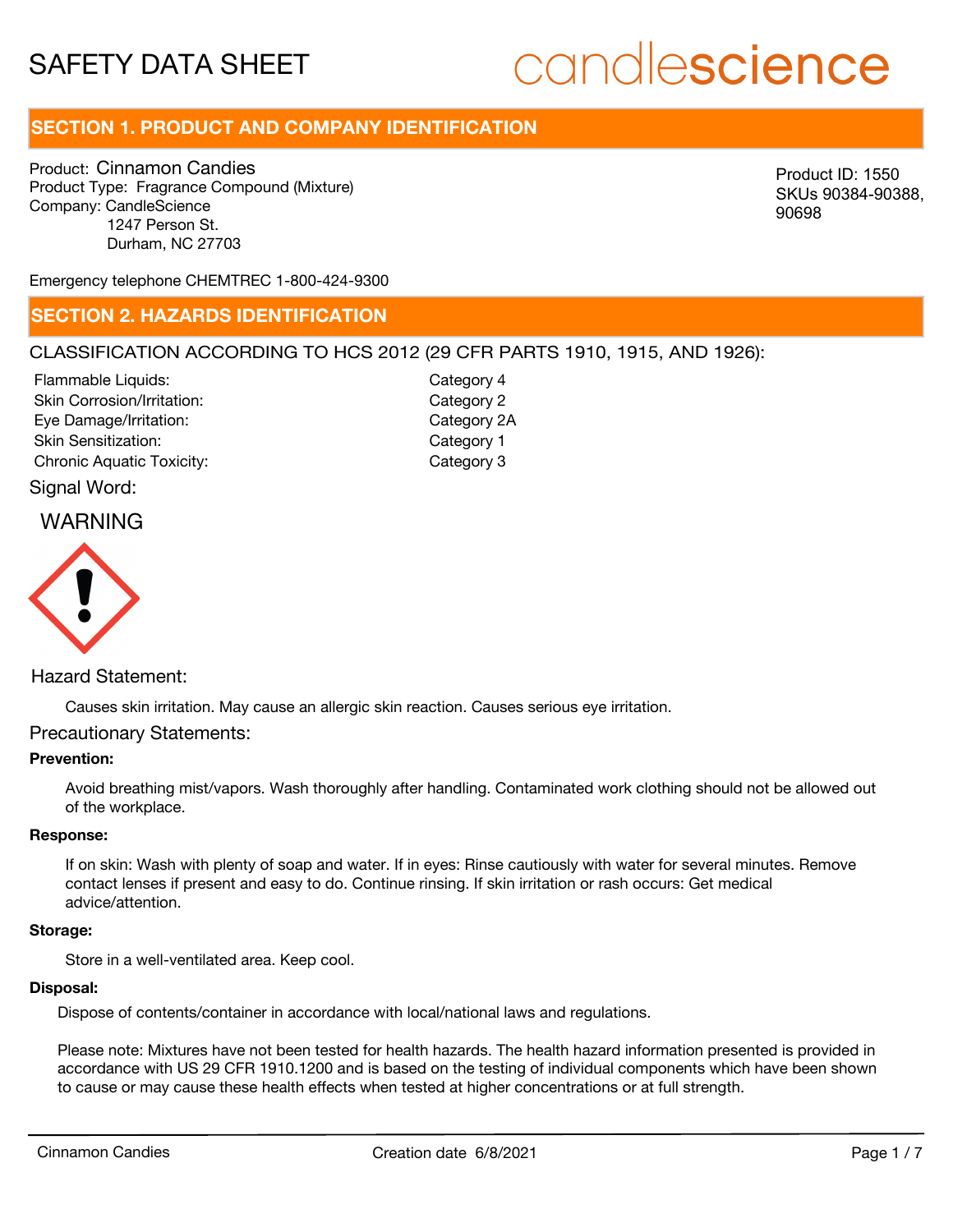# SAFETY DATA SHEET

candlescience

## SECTION 1. PRODUCT AND COMPANY IDENTIFICATION

Product: Cinnamon Candies
Product Type: Fragrance Compound (Mixture)
Company: CandleScience
1247 Person St.
Durham, NC 27703

Product ID: 1550
SKUs 90384-90388, 90698

Emergency telephone CHEMTREC 1-800-424-9300

## SECTION 2. HAZARDS IDENTIFICATION

CLASSIFICATION ACCORDING TO HCS 2012 (29 CFR PARTS 1910, 1915, AND 1926):

| | |
|---|---|
| Flammable Liquids: | Category 4 |
| Skin Corrosion/Irritation: | Category 2 |
| Eye Damage/Irritation: | Category 2A |
| Skin Sensitization: | Category 1 |
| Chronic Aquatic Toxicity: | Category 3 |

Signal Word:

WARNING

Hazard Statement:

Causes skin irritation. May cause an allergic skin reaction. Causes serious eye irritation.

Precautionary Statements:

**Prevention:**

Avoid breathing mist/vapors. Wash thoroughly after handling. Contaminated work clothing should not be allowed out of the workplace.

**Response:**

If on skin: Wash with plenty of soap and water. If in eyes: Rinse cautiously with water for several minutes. Remove contact lenses if present and easy to do. Continue rinsing. If skin irritation or rash occurs: Get medical advice/attention.

**Storage:**

Store in a well-ventilated area. Keep cool.

**Disposal:**

Dispose of contents/container in accordance with local/national laws and regulations.

Please note: Mixtures have not been tested for health hazards. The health hazard information presented is provided in accordance with US 29 CFR 1910.1200 and is based on the testing of individual components which have been shown to cause or may cause these health effects when tested at higher concentrations or at full strength.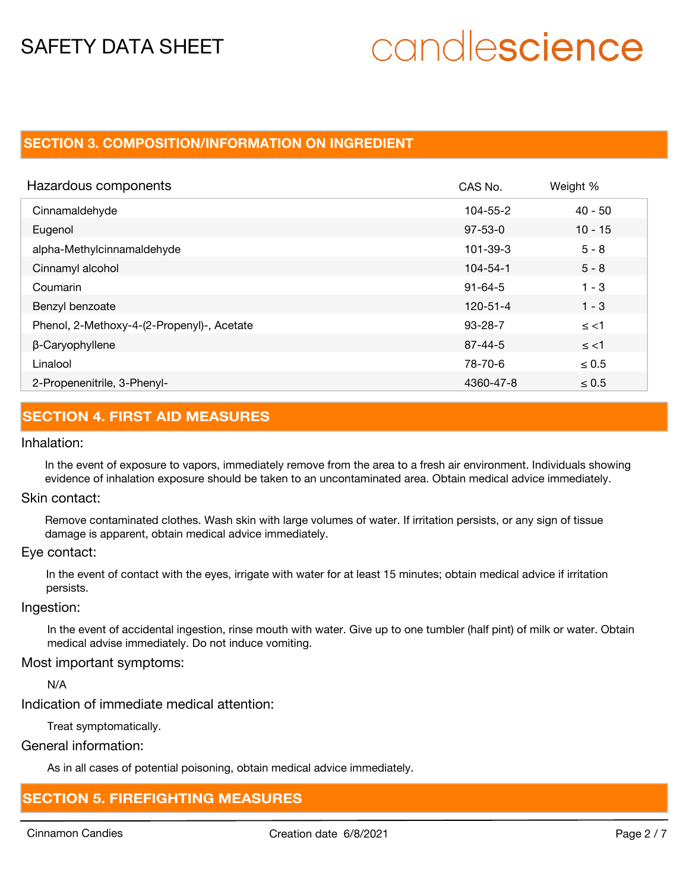## SECTION 3. COMPOSITION/INFORMATION ON INGREDIENT

| Hazardous components | CAS No. | Weight % |
|---|---|---|
| Cinnamaldehyde | 104-55-2 | 40 - 50 |
| Eugenol | 97-53-0 | 10 - 15 |
| alpha-Methylcinnamaldehyde | 101-39-3 | 5 - 8 |
| Cinnamyl alcohol | 104-54-1 | 5 - 8 |
| Coumarin | 91-64-5 | 1 - 3 |
| Benzyl benzoate | 120-51-4 | 1 - 3 |
| Phenol, 2-Methoxy-4-(2-Propenyl)-, Acetate | 93-28-7 | ≤ <1 |
| β-Caryophyllene | 87-44-5 | ≤ <1 |
| Linalool | 78-70-6 | ≤ 0.5 |
| 2-Propenenitrile, 3-Phenyl- | 4360-47-8 | ≤ 0.5 |

## SECTION 4. FIRST AID MEASURES

### Inhalation:

In the event of exposure to vapors, immediately remove from the area to a fresh air environment. Individuals showing evidence of inhalation exposure should be taken to an uncontaminated area. Obtain medical advice immediately.

### Skin contact:

Remove contaminated clothes. Wash skin with large volumes of water. If irritation persists, or any sign of tissue damage is apparent, obtain medical advice immediately.

### Eye contact:

In the event of contact with the eyes, irrigate with water for at least 15 minutes; obtain medical advice if irritation persists.

### Ingestion:

In the event of accidental ingestion, rinse mouth with water. Give up to one tumbler (half pint) of milk or water. Obtain medical advise immediately. Do not induce vomiting.

### Most important symptoms:

N/A

### Indication of immediate medical attention:

Treat symptomatically.

### General information:

As in all cases of potential poisoning, obtain medical advice immediately.

## SECTION 5. FIREFIGHTING MEASURES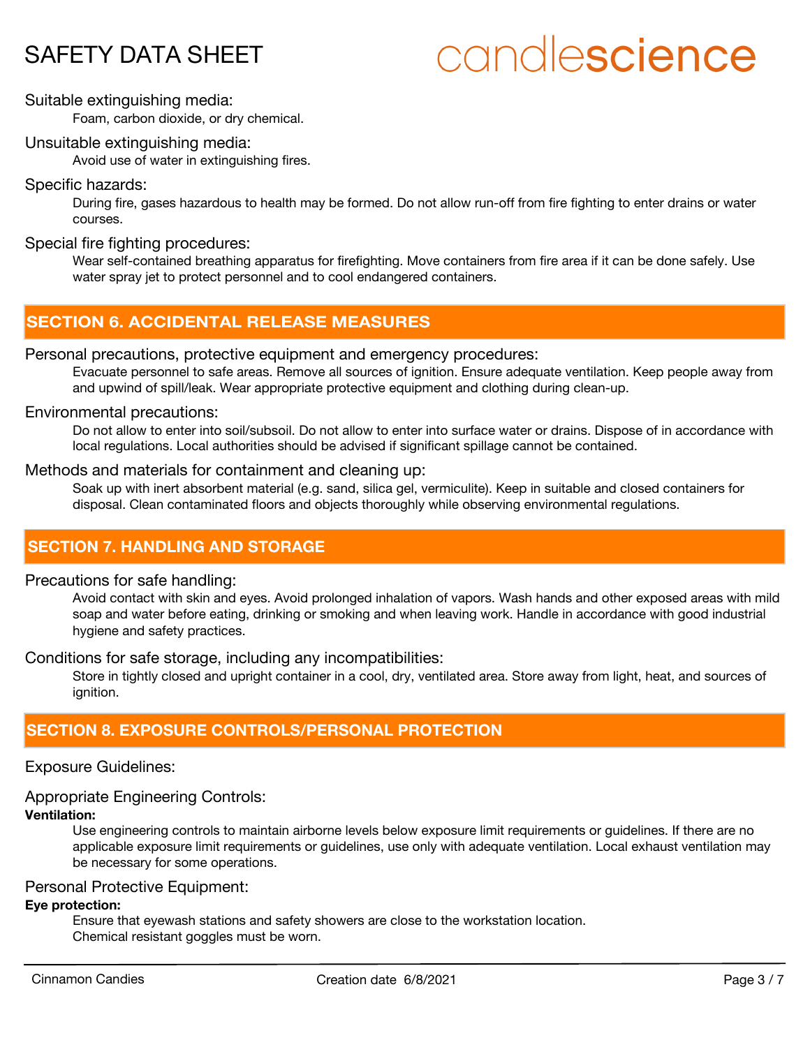Suitable extinguishing media:

Foam, carbon dioxide, or dry chemical.

Unsuitable extinguishing media:

Avoid use of water in extinguishing fires.

Specific hazards:

During fire, gases hazardous to health may be formed. Do not allow run-off from fire fighting to enter drains or water courses.

Special fire fighting procedures:

Wear self-contained breathing apparatus for firefighting. Move containers from fire area if it can be done safely. Use water spray jet to protect personnel and to cool endangered containers.

## SECTION 6. ACCIDENTAL RELEASE MEASURES

Personal precautions, protective equipment and emergency procedures:

Evacuate personnel to safe areas. Remove all sources of ignition. Ensure adequate ventilation. Keep people away from and upwind of spill/leak. Wear appropriate protective equipment and clothing during clean-up.

Environmental precautions:

Do not allow to enter into soil/subsoil. Do not allow to enter into surface water or drains. Dispose of in accordance with local regulations. Local authorities should be advised if significant spillage cannot be contained.

Methods and materials for containment and cleaning up:

Soak up with inert absorbent material (e.g. sand, silica gel, vermiculite). Keep in suitable and closed containers for disposal. Clean contaminated floors and objects thoroughly while observing environmental regulations.

## SECTION 7. HANDLING AND STORAGE

Precautions for safe handling:

Avoid contact with skin and eyes. Avoid prolonged inhalation of vapors. Wash hands and other exposed areas with mild soap and water before eating, drinking or smoking and when leaving work. Handle in accordance with good industrial hygiene and safety practices.

Conditions for safe storage, including any incompatibilities:

Store in tightly closed and upright container in a cool, dry, ventilated area. Store away from light, heat, and sources of ignition.

## SECTION 8. EXPOSURE CONTROLS/PERSONAL PROTECTION

Exposure Guidelines:

Appropriate Engineering Controls:

**Ventilation:**

Use engineering controls to maintain airborne levels below exposure limit requirements or guidelines. If there are no applicable exposure limit requirements or guidelines, use only with adequate ventilation. Local exhaust ventilation may be necessary for some operations.

Personal Protective Equipment:

**Eye protection:**

Ensure that eyewash stations and safety showers are close to the workstation location.
Chemical resistant goggles must be worn.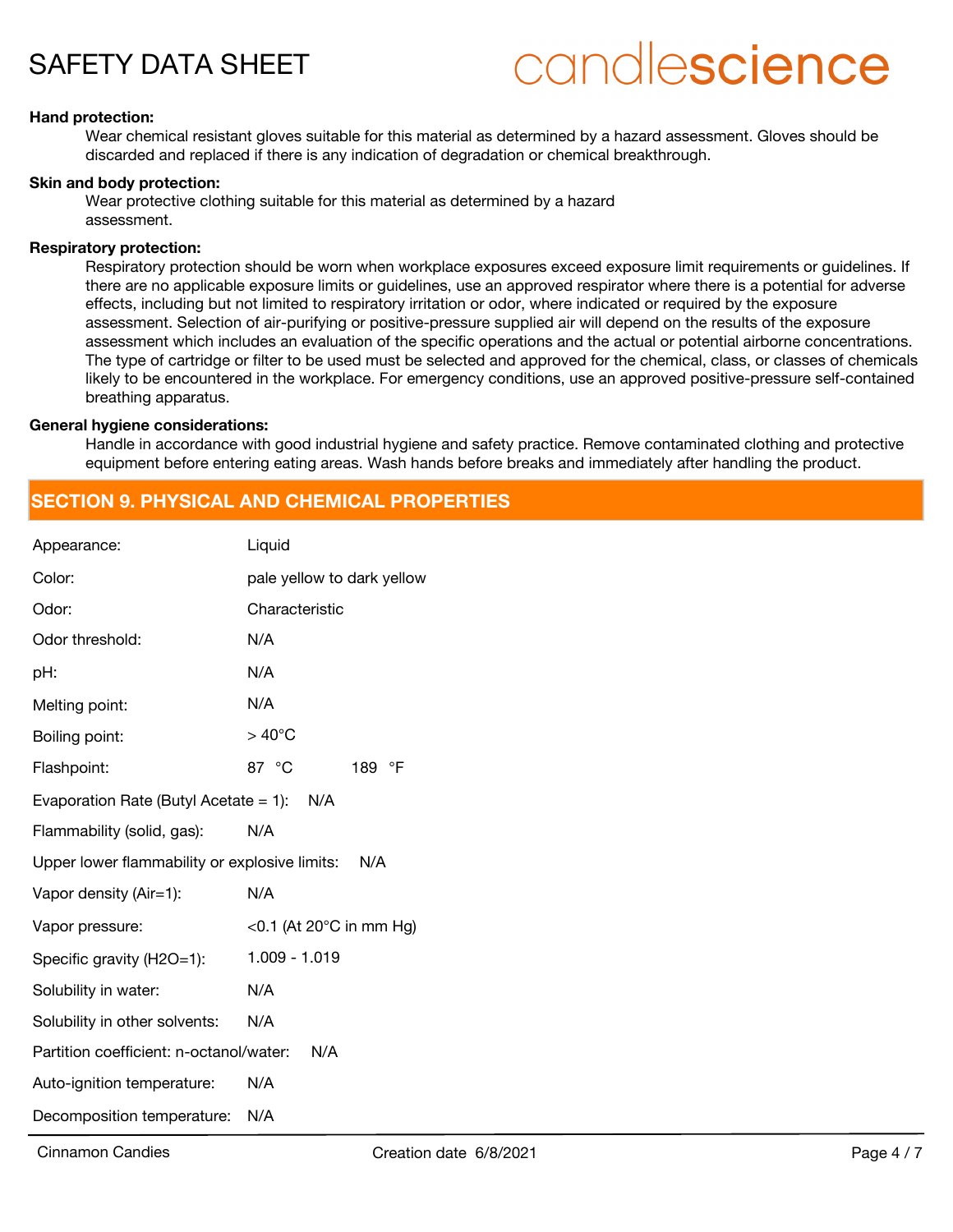**Hand protection:**

Wear chemical resistant gloves suitable for this material as determined by a hazard assessment. Gloves should be discarded and replaced if there is any indication of degradation or chemical breakthrough.

**Skin and body protection:**

Wear protective clothing suitable for this material as determined by a hazard assessment.

**Respiratory protection:**

Respiratory protection should be worn when workplace exposures exceed exposure limit requirements or guidelines. If there are no applicable exposure limits or guidelines, use an approved respirator where there is a potential for adverse effects, including but not limited to respiratory irritation or odor, where indicated or required by the exposure assessment. Selection of air-purifying or positive-pressure supplied air will depend on the results of the exposure assessment which includes an evaluation of the specific operations and the actual or potential airborne concentrations. The type of cartridge or filter to be used must be selected and approved for the chemical, class, or classes of chemicals likely to be encountered in the workplace. For emergency conditions, use an approved positive-pressure self-contained breathing apparatus.

**General hygiene considerations:**

Handle in accordance with good industrial hygiene and safety practice. Remove contaminated clothing and protective equipment before entering eating areas. Wash hands before breaks and immediately after handling the product.

## SECTION 9. PHYSICAL AND CHEMICAL PROPERTIES

| Property | Value |
|---|---|
| Appearance: | Liquid |
| Color: | pale yellow to dark yellow |
| Odor: | Characteristic |
| Odor threshold: | N/A |
| pH: | N/A |
| Melting point: | N/A |
| Boiling point: | > 40°C |
| Flashpoint: | 87 °C 189 °F |
| Evaporation Rate (Butyl Acetate = 1): | N/A |
| Flammability (solid, gas): | N/A |
| Upper lower flammability or explosive limits: | N/A |
| Vapor density (Air=1): | N/A |
| Vapor pressure: | <0.1 (At 20°C in mm Hg) |
| Specific gravity (H2O=1): | 1.009 - 1.019 |
| Solubility in water: | N/A |
| Solubility in other solvents: | N/A |
| Partition coefficient: n-octanol/water: | N/A |
| Auto-ignition temperature: | N/A |
| Decomposition temperature: | N/A |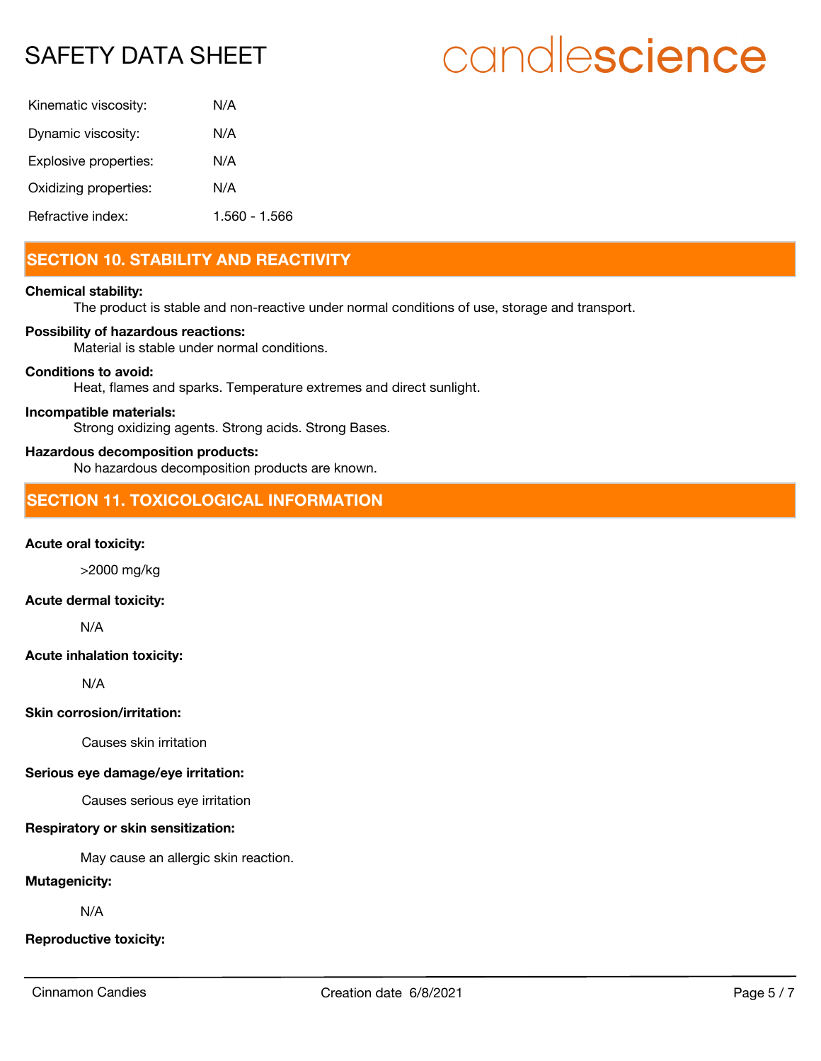| | |
|---|---|
| Kinematic viscosity: | N/A |
| Dynamic viscosity: | N/A |
| Explosive properties: | N/A |
| Oxidizing properties: | N/A |
| Refractive index: | 1.560 - 1.566 |

## SECTION 10. STABILITY AND REACTIVITY

**Chemical stability:**

The product is stable and non-reactive under normal conditions of use, storage and transport.

**Possibility of hazardous reactions:**

Material is stable under normal conditions.

**Conditions to avoid:**

Heat, flames and sparks. Temperature extremes and direct sunlight.

**Incompatible materials:**

Strong oxidizing agents. Strong acids. Strong Bases.

**Hazardous decomposition products:**

No hazardous decomposition products are known.

## SECTION 11. TOXICOLOGICAL INFORMATION

**Acute oral toxicity:**

>2000 mg/kg

**Acute dermal toxicity:**

N/A

**Acute inhalation toxicity:**

N/A

**Skin corrosion/irritation:**

Causes skin irritation

**Serious eye damage/eye irritation:**

Causes serious eye irritation

**Respiratory or skin sensitization:**

May cause an allergic skin reaction.

**Mutagenicity:**

N/A

**Reproductive toxicity:**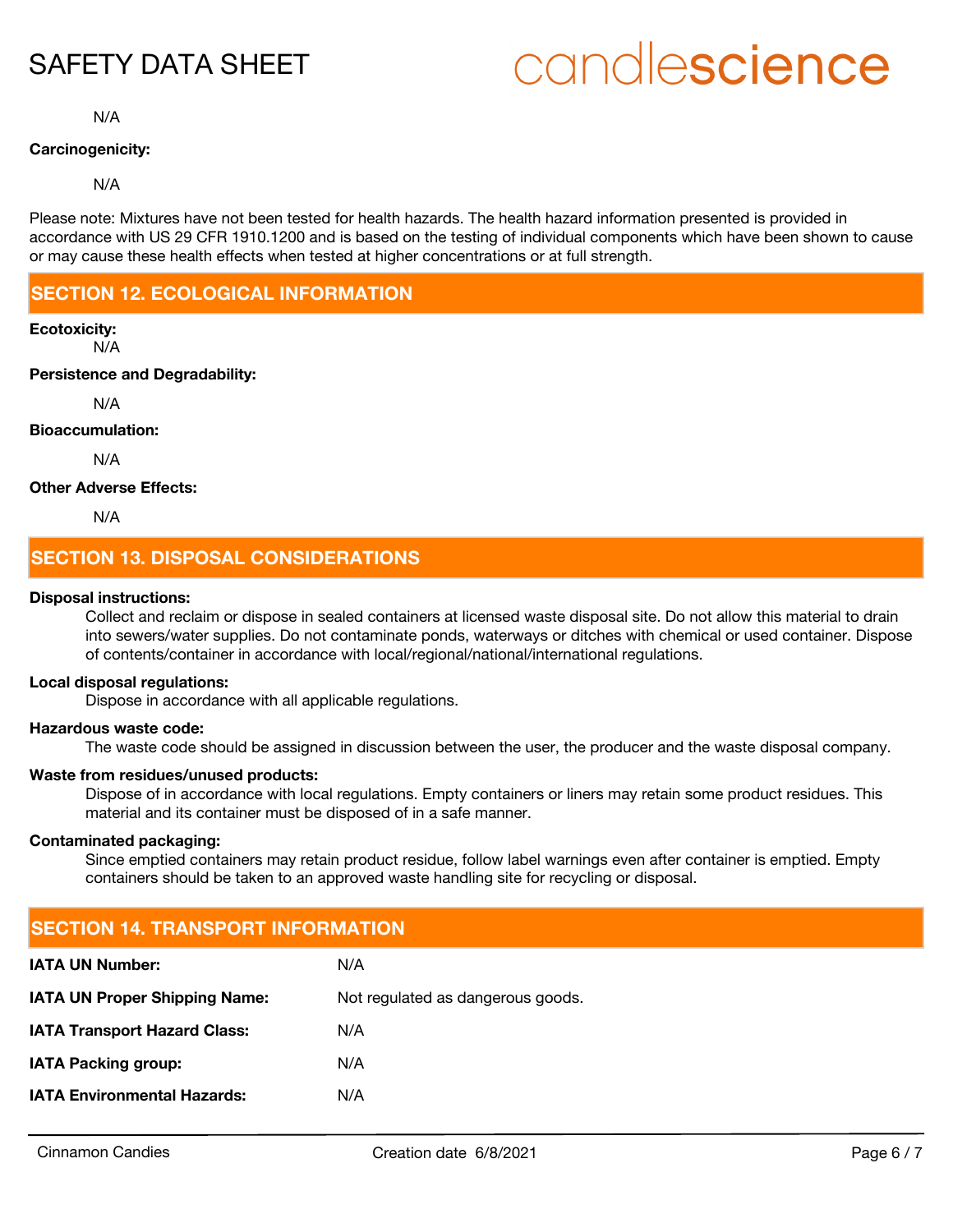N/A

**Carcinogenicity:**

N/A

Please note: Mixtures have not been tested for health hazards. The health hazard information presented is provided in accordance with US 29 CFR 1910.1200 and is based on the testing of individual components which have been shown to cause or may cause these health effects when tested at higher concentrations or at full strength.

## SECTION 12. ECOLOGICAL INFORMATION

**Ecotoxicity:**

N/A

**Persistence and Degradability:**

N/A

**Bioaccumulation:**

N/A

**Other Adverse Effects:**

N/A

## SECTION 13. DISPOSAL CONSIDERATIONS

**Disposal instructions:**

Collect and reclaim or dispose in sealed containers at licensed waste disposal site. Do not allow this material to drain into sewers/water supplies. Do not contaminate ponds, waterways or ditches with chemical or used container. Dispose of contents/container in accordance with local/regional/national/international regulations.

**Local disposal regulations:**

Dispose in accordance with all applicable regulations.

**Hazardous waste code:**

The waste code should be assigned in discussion between the user, the producer and the waste disposal company.

**Waste from residues/unused products:**

Dispose of in accordance with local regulations. Empty containers or liners may retain some product residues. This material and its container must be disposed of in a safe manner.

**Contaminated packaging:**

Since emptied containers may retain product residue, follow label warnings even after container is emptied. Empty containers should be taken to an approved waste handling site for recycling or disposal.

## SECTION 14. TRANSPORT INFORMATION

| | |
|---|---|
| **IATA UN Number:** | N/A |
| **IATA UN Proper Shipping Name:** | Not regulated as dangerous goods. |
| **IATA Transport Hazard Class:** | N/A |
| **IATA Packing group:** | N/A |
| **IATA Environmental Hazards:** | N/A |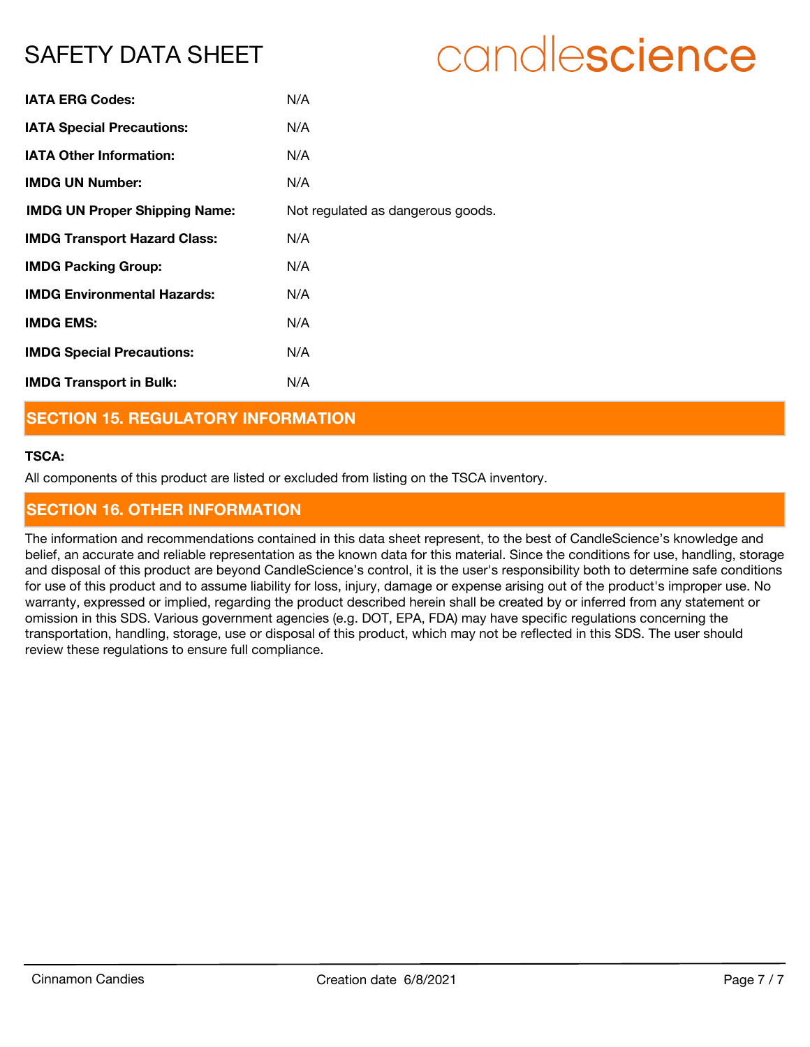| | |
|---|---|
| **IATA ERG Codes:** | N/A |
| **IATA Special Precautions:** | N/A |
| **IATA Other Information:** | N/A |
| **IMDG UN Number:** | N/A |
| **IMDG UN Proper Shipping Name:** | Not regulated as dangerous goods. |
| **IMDG Transport Hazard Class:** | N/A |
| **IMDG Packing Group:** | N/A |
| **IMDG Environmental Hazards:** | N/A |
| **IMDG EMS:** | N/A |
| **IMDG Special Precautions:** | N/A |
| **IMDG Transport in Bulk:** | N/A |

## SECTION 15. REGULATORY INFORMATION

**TSCA:**

All components of this product are listed or excluded from listing on the TSCA inventory.

## SECTION 16. OTHER INFORMATION

The information and recommendations contained in this data sheet represent, to the best of CandleScience's knowledge and belief, an accurate and reliable representation as the known data for this material. Since the conditions for use, handling, storage and disposal of this product are beyond CandleScience's control, it is the user's responsibility both to determine safe conditions for use of this product and to assume liability for loss, injury, damage or expense arising out of the product's improper use. No warranty, expressed or implied, regarding the product described herein shall be created by or inferred from any statement or omission in this SDS. Various government agencies (e.g. DOT, EPA, FDA) may have specific regulations concerning the transportation, handling, storage, use or disposal of this product, which may not be reflected in this SDS. The user should review these regulations to ensure full compliance.